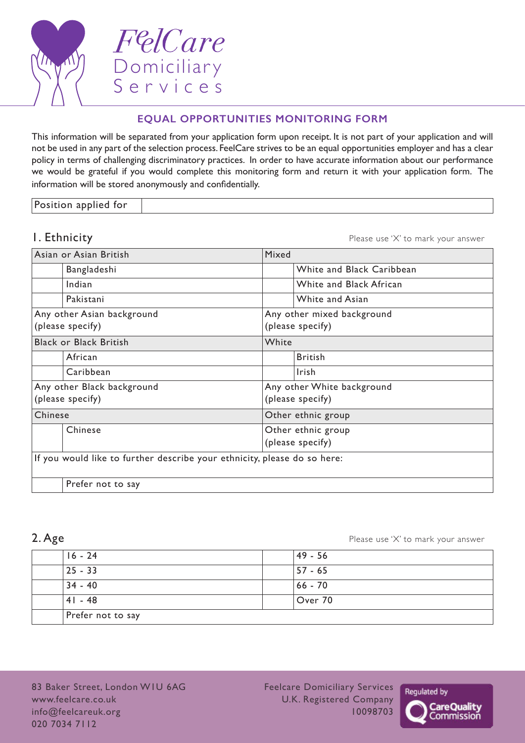FeelCare Domiciliary Services

## EQUAL OPPORTUNITIES MONITORING FORM

This information will be separated from your application form upon receipt. It is not part of your application and will not be used in any part of the selection process. FeelCare strives to be an equal opportunities employer and has a clear policy in terms of challenging discriminatory practices. In order to have accurate information about our performance we would be grateful if you would complete this monitoring form and return it with your application form. The information will be stored anonymously and confidentially.

| Position applied for | |
|---|---|

## 1. Ethnicity

Please use 'X' to mark your answer

| Asian or Asian British | | Mixed | |
|---|---|---|---|
| | Bangladeshi | | White and Black Caribbean |
| | Indian | | White and Black African |
| | Pakistani | | White and Asian |
| Any other Asian background (please specify) | | Any other mixed background (please specify) | |
| Black or Black British | | White | |
| | African | | British |
| | Caribbean | | Irish |
| Any other Black background (please specify) | | Any other White background (please specify) | |
| Chinese | | Other ethnic group | |
| | Chinese | Other ethnic group (please specify) | |
| If you would like to further describe your ethnicity, please do so here: | | | |
| | Prefer not to say | | |

## 2. Age

Please use 'X' to mark your answer

| | Age | | Age |
|---|---|---|---|
| | 16 - 24 | | 49 - 56 |
| | 25 - 33 | | 57 - 65 |
| | 34 - 40 | | 66 - 70 |
| | 41 - 48 | | Over 70 |
| | Prefer not to say | | |

83 Baker Street, London W1U 6AG
www.feelcare.co.uk
info@feelcareuk.org
020 7034 7112

Feelcare Domiciliary Services
U.K. Registered Company
10098703

Regulated by Care Quality Commission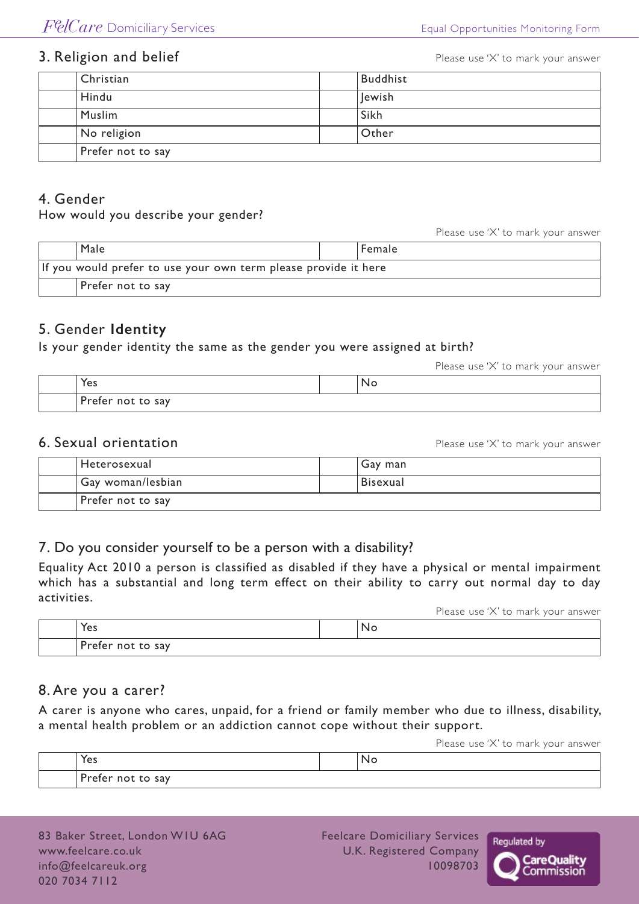## 3. Religion and belief

Please use 'X' to mark your answer

| | | | |
|---|---|---|---|
| | Christian | | Buddhist |
| | Hindu | | Jewish |
| | Muslim | | Sikh |
| | No religion | | Other |
| | Prefer not to say | | |

## 4. Gender

How would you describe your gender?

Please use 'X' to mark your answer

| | | | |
|---|---|---|---|
| | Male | | Female |
| If you would prefer to use your own term please provide it here | | | |
| | Prefer not to say | | |

## 5. Gender **Identity**

Is your gender identity the same as the gender you were assigned at birth?

Please use 'X' to mark your answer

| | | | |
|---|---|---|---|
| | Yes | | No |
| | Prefer not to say | | |

## 6. Sexual orientation

Please use 'X' to mark your answer

| | | | |
|---|---|---|---|
| | Heterosexual | | Gay man |
| | Gay woman/lesbian | | Bisexual |
| | Prefer not to say | | |

## 7. Do you consider yourself to be a person with a disability?

Equality Act 2010 a person is classified as disabled if they have a physical or mental impairment which has a substantial and long term effect on their ability to carry out normal day to day activities.

Please use 'X' to mark your answer

| | | | |
|---|---|---|---|
| | Yes | | No |
| | Prefer not to say | | |

## 8. Are you a carer?

A carer is anyone who cares, unpaid, for a friend or family member who due to illness, disability, a mental health problem or an addiction cannot cope without their support.

Please use 'X' to mark your answer

| | | | |
|---|---|---|---|
| | Yes | | No |
| | Prefer not to say | | |

83 Baker Street, London W1U 6AG
www.feelcare.co.uk
info@feelcareuk.org
020 7034 7112

Feelcare Domiciliary Services
U.K. Registered Company
10098703

Regulated by CareQuality Commission